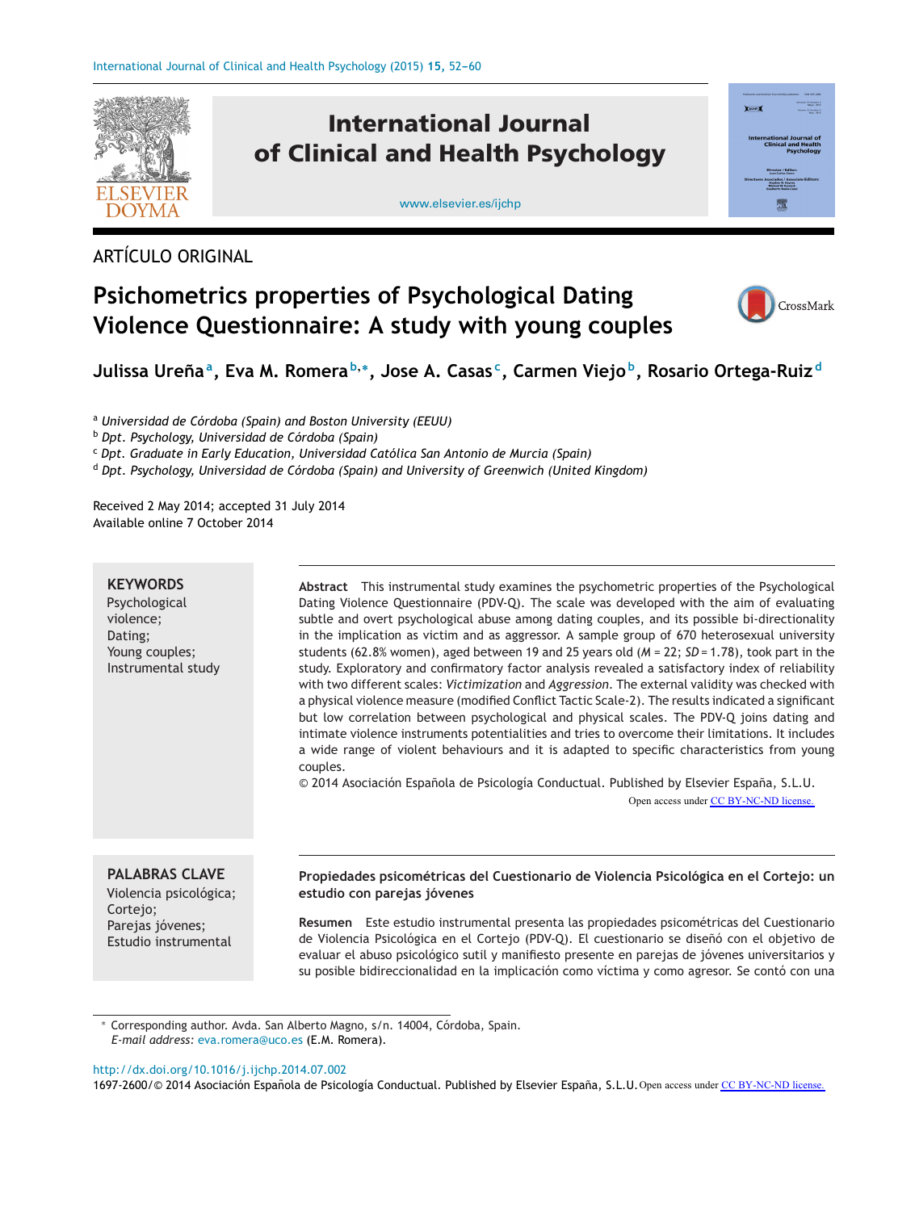ARTÍCULO ORIGINAL

# Psichometrics properties of Psychological Dating Violence Questionnaire: A study with young couples

**Julissa Ureña**[a], **Eva M. Romera**[b,*], **Jose A. Casas**[c], **Carmen Viejo**[b], **Rosario Ortega-Ruiz**[d]

[a] *Universidad de Córdoba (Spain) and Boston University (EEUU)*
[b] *Dpt. Psychology, Universidad de Córdoba (Spain)*
[c] *Dpt. Graduate in Early Education, Universidad Católica San Antonio de Murcia (Spain)*
[d] *Dpt. Psychology, Universidad de Córdoba (Spain) and University of Greenwich (United Kingdom)*

Received 2 May 2014; accepted 31 July 2014
Available online 7 October 2014

**KEYWORDS**
Psychological violence;
Dating;
Young couples;
Instrumental study

**Abstract** This instrumental study examines the psychometric properties of the Psychological Dating Violence Questionnaire (PDV-Q). The scale was developed with the aim of evaluating subtle and overt psychological abuse among dating couples, and its possible bi-directionality in the implication as victim and as aggressor. A sample group of 670 heterosexual university students (62.8% women), aged between 19 and 25 years old ($M$ = 22; $SD$ = 1.78), took part in the study. Exploratory and confirmatory factor analysis revealed a satisfactory index of reliability with two different scales: *Victimization* and *Aggression*. The external validity was checked with a physical violence measure (modified Conflict Tactic Scale-2). The results indicated a significant but low correlation between psychological and physical scales. The PDV-Q joins dating and intimate violence instruments potentialities and tries to overcome their limitations. It includes a wide range of violent behaviours and it is adapted to specific characteristics from young couples.
© 2014 Asociación Española de Psicología Conductual. Published by Elsevier España, S.L.U.
Open access under CC BY-NC-ND license.

**PALABRAS CLAVE**
Violencia psicológica;
Cortejo;
Parejas jóvenes;
Estudio instrumental

**Propiedades psicométricas del Cuestionario de Violencia Psicológica en el Cortejo: un estudio con parejas jóvenes**

**Resumen** Este estudio instrumental presenta las propiedades psicométricas del Cuestionario de Violencia Psicológica en el Cortejo (PDV-Q). El cuestionario se diseñó con el objetivo de evaluar el abuso psicológico sutil y manifiesto presente en parejas de jóvenes universitarios y su posible bidireccionalidad en la implicación como víctima y como agresor. Se contó con una

* Corresponding author. Avda. San Alberto Magno, s/n. 14004, Córdoba, Spain.
*E-mail address:* eva.romera@uco.es (E.M. Romera).

http://dx.doi.org/10.1016/j.ijchp.2014.07.002
1697-2600/© 2014 Asociación Española de Psicología Conductual. Published by Elsevier España, S.L.U. Open access under CC BY-NC-ND license.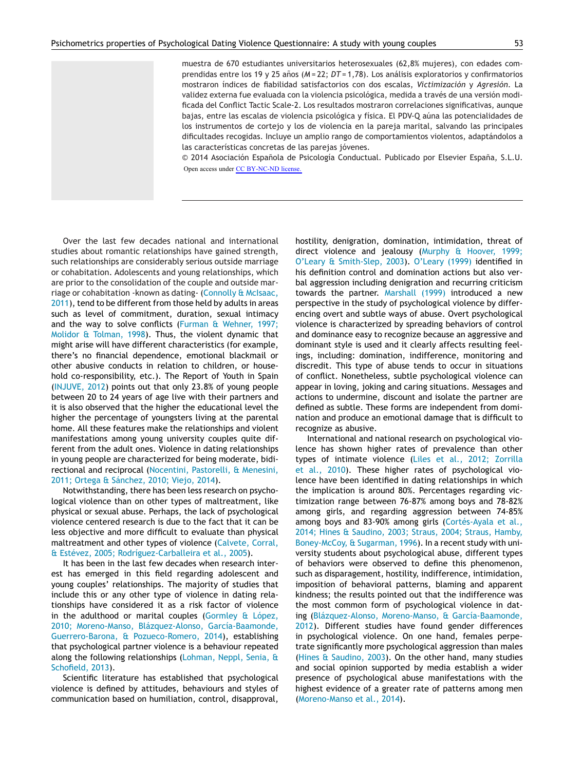muestra de 670 estudiantes universitarios heterosexuales (62,8% mujeres), con edades comprendidas entre los 19 y 25 años (*M* = 22; *DT* = 1,78). Los análisis exploratorios y confirmatorios mostraron índices de fiabilidad satisfactorios con dos escalas, *Victimización* y *Agresión*. La validez externa fue evaluada con la violencia psicológica, medida a través de una versión modificada del Conflict Tactic Scale-2. Los resultados mostraron correlaciones significativas, aunque bajas, entre las escalas de violencia psicológica y física. El PDV-Q aúna las potencialidades de los instrumentos de cortejo y los de violencia en la pareja marital, salvando las principales dificultades recogidas. Incluye un amplio rango de comportamientos violentos, adaptándolos a las características concretas de las parejas jóvenes.

© 2014 Asociación Española de Psicología Conductual. Publicado por Elsevier España, S.L.U. Open access under CC BY-NC-ND license.

Over the last few decades national and international studies about romantic relationships have gained strength, such relationships are considerably serious outside marriage or cohabitation. Adolescents and young relationships, which are prior to the consolidation of the couple and outside marriage or cohabitation -known as dating- (Connolly & McIsaac, 2011), tend to be different from those held by adults in areas such as level of commitment, duration, sexual intimacy and the way to solve conflicts (Furman & Wehner, 1997; Molidor & Tolman, 1998). Thus, the violent dynamic that might arise will have different characteristics (for example, there's no financial dependence, emotional blackmail or other abusive conducts in relation to children, or household co-responsibility, etc.). The Report of Youth in Spain (INJUVE, 2012) points out that only 23.8% of young people between 20 to 24 years of age live with their partners and it is also observed that the higher the educational level the higher the percentage of youngsters living at the parental home. All these features make the relationships and violent manifestations among young university couples quite different from the adult ones. Violence in dating relationships in young people are characterized for being moderate, bidirectional and reciprocal (Nocentini, Pastorelli, & Menesini, 2011; Ortega & Sánchez, 2010; Viejo, 2014).

Notwithstanding, there has been less research on psychological violence than on other types of maltreatment, like physical or sexual abuse. Perhaps, the lack of psychological violence centered research is due to the fact that it can be less objective and more difficult to evaluate than physical maltreatment and other types of violence (Calvete, Corral, & Estévez, 2005; Rodríguez-Carballeira et al., 2005).

It has been in the last few decades when research interest has emerged in this field regarding adolescent and young couples' relationships. The majority of studies that include this or any other type of violence in dating relationships have considered it as a risk factor of violence in the adulthood or marital couples (Gormley & López, 2010; Moreno-Manso, Blázquez-Alonso, García-Baamonde, Guerrero-Barona, & Pozueco-Romero, 2014), establishing that psychological partner violence is a behaviour repeated along the following relationships (Lohman, Neppl, Senia, & Schofield, 2013).

Scientific literature has established that psychological violence is defined by attitudes, behaviours and styles of communication based on humiliation, control, disapproval, hostility, denigration, domination, intimidation, threat of direct violence and jealousy (Murphy & Hoover, 1999; O'Leary & Smith-Slep, 2003). O'Leary (1999) identified in his definition control and domination actions but also verbal aggression including denigration and recurring criticism towards the partner. Marshall (1999) introduced a new perspective in the study of psychological violence by differencing overt and subtle ways of abuse. Overt psychological violence is characterized by spreading behaviors of control and dominance easy to recognize because an aggressive and dominant style is used and it clearly affects resulting feelings, including: domination, indifference, monitoring and discredit. This type of abuse tends to occur in situations of conflict. Nonetheless, subtle psychological violence can appear in loving, joking and caring situations. Messages and actions to undermine, discount and isolate the partner are defined as subtle. These forms are independent from domination and produce an emotional damage that is difficult to recognize as abusive.

International and national research on psychological violence has shown higher rates of prevalence than other types of intimate violence (Liles et al., 2012; Zorrilla et al., 2010). These higher rates of psychological violence have been identified in dating relationships in which the implication is around 80%. Percentages regarding victimization range between 76-87% among boys and 78-82% among girls, and regarding aggression between 74-85% among boys and 83-90% among girls (Cortés-Ayala et al., 2014; Hines & Saudino, 2003; Straus, 2004; Straus, Hamby, Boney-McCoy, & Sugarman, 1996). In a recent study with university students about psychological abuse, different types of behaviors were observed to define this phenomenon, such as disparagement, hostility, indifference, intimidation, imposition of behavioral patterns, blaming and apparent kindness; the results pointed out that the indifference was the most common form of psychological violence in dating (Blázquez-Alonso, Moreno-Manso, & García-Baamonde, 2012). Different studies have found gender differences in psychological violence. On one hand, females perpetrate significantly more psychological aggression than males (Hines & Saudino, 2003). On the other hand, many studies and social opinion supported by media establish a wider presence of psychological abuse manifestations with the highest evidence of a greater rate of patterns among men (Moreno-Manso et al., 2014).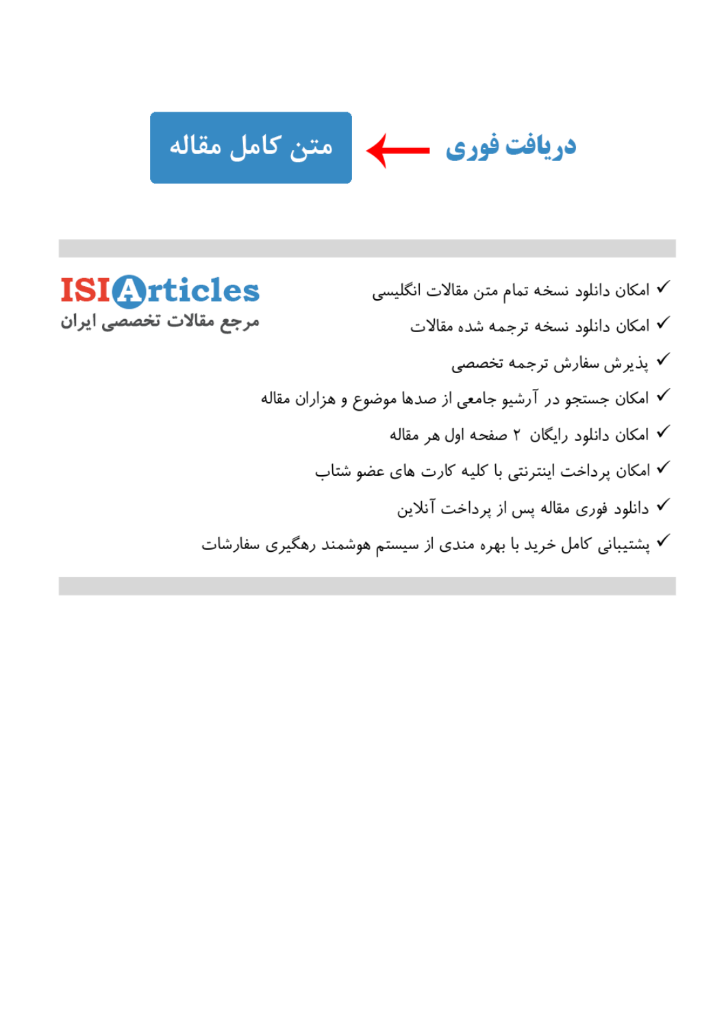دریافت فوری ← **متن کامل مقاله**

**ISIArticles**
مرجع مقالات تخصصی ایران

- ✓ امکان دانلود نسخه تمام متن مقالات انگلیسی
- ✓ امکان دانلود نسخه ترجمه شده مقالات
- ✓ پذیرش سفارش ترجمه تخصصی
- ✓ امکان جستجو در آرشیو جامعی از صدها موضوع و هزاران مقاله
- ✓ امکان دانلود رایگان ۲ صفحه اول هر مقاله
- ✓ امکان پرداخت اینترنتی با کلیه کارت های عضو شتاب
- ✓ دانلود فوری مقاله پس از پرداخت آنلاین
- ✓ پشتیبانی کامل خرید با بهره مندی از سیستم هوشمند رهگیری سفارشات